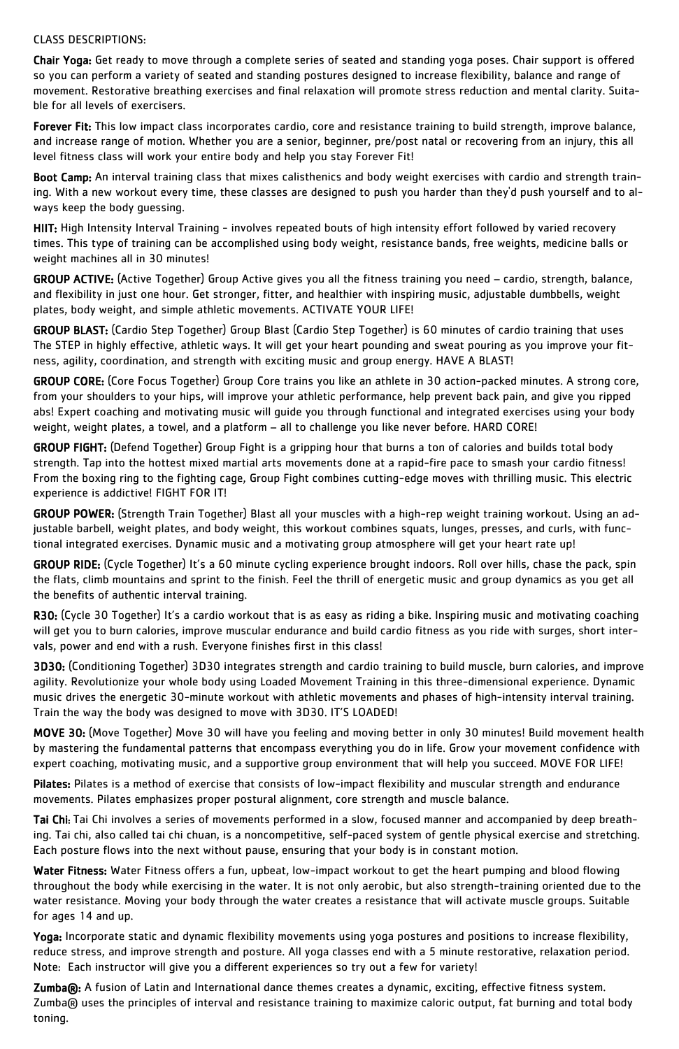CLASS DESCRIPTIONS:

**Chair Yoga:** Get ready to move through a complete series of seated and standing yoga poses. Chair support is offered so you can perform a variety of seated and standing postures designed to increase flexibility, balance and range of movement. Restorative breathing exercises and final relaxation will promote stress reduction and mental clarity. Suitable for all levels of exercisers.

**Forever Fit:** This low impact class incorporates cardio, core and resistance training to build strength, improve balance, and increase range of motion. Whether you are a senior, beginner, pre/post natal or recovering from an injury, this all level fitness class will work your entire body and help you stay Forever Fit!

**Boot Camp:** An interval training class that mixes calisthenics and body weight exercises with cardio and strength training. With a new workout every time, these classes are designed to push you harder than they'd push yourself and to always keep the body guessing.

**HIIT:** High Intensity Interval Training - involves repeated bouts of high intensity effort followed by varied recovery times. This type of training can be accomplished using body weight, resistance bands, free weights, medicine balls or weight machines all in 30 minutes!

**GROUP ACTIVE:** (Active Together) Group Active gives you all the fitness training you need – cardio, strength, balance, and flexibility in just one hour. Get stronger, fitter, and healthier with inspiring music, adjustable dumbbells, weight plates, body weight, and simple athletic movements. ACTIVATE YOUR LIFE!

**GROUP BLAST:** (Cardio Step Together) Group Blast (Cardio Step Together) is 60 minutes of cardio training that uses The STEP in highly effective, athletic ways. It will get your heart pounding and sweat pouring as you improve your fitness, agility, coordination, and strength with exciting music and group energy. HAVE A BLAST!

**GROUP CORE:** (Core Focus Together) Group Core trains you like an athlete in 30 action-packed minutes. A strong core, from your shoulders to your hips, will improve your athletic performance, help prevent back pain, and give you ripped abs! Expert coaching and motivating music will guide you through functional and integrated exercises using your body weight, weight plates, a towel, and a platform – all to challenge you like never before. HARD CORE!

**GROUP FIGHT:** (Defend Together) Group Fight is a gripping hour that burns a ton of calories and builds total body strength. Tap into the hottest mixed martial arts movements done at a rapid-fire pace to smash your cardio fitness! From the boxing ring to the fighting cage, Group Fight combines cutting-edge moves with thrilling music. This electric experience is addictive! FIGHT FOR IT!

**GROUP POWER:** (Strength Train Together) Blast all your muscles with a high-rep weight training workout. Using an adjustable barbell, weight plates, and body weight, this workout combines squats, lunges, presses, and curls, with functional integrated exercises. Dynamic music and a motivating group atmosphere will get your heart rate up!

**GROUP RIDE:** (Cycle Together) It's a 60 minute cycling experience brought indoors. Roll over hills, chase the pack, spin the flats, climb mountains and sprint to the finish. Feel the thrill of energetic music and group dynamics as you get all the benefits of authentic interval training.

**R30:** (Cycle 30 Together) It's a cardio workout that is as easy as riding a bike. Inspiring music and motivating coaching will get you to burn calories, improve muscular endurance and build cardio fitness as you ride with surges, short intervals, power and end with a rush. Everyone finishes first in this class!

**3D30:** (Conditioning Together) 3D30 integrates strength and cardio training to build muscle, burn calories, and improve agility. Revolutionize your whole body using Loaded Movement Training in this three-dimensional experience. Dynamic music drives the energetic 30-minute workout with athletic movements and phases of high-intensity interval training. Train the way the body was designed to move with 3D30. IT'S LOADED!

**MOVE 30:** (Move Together) Move 30 will have you feeling and moving better in only 30 minutes! Build movement health by mastering the fundamental patterns that encompass everything you do in life. Grow your movement confidence with expert coaching, motivating music, and a supportive group environment that will help you succeed. MOVE FOR LIFE!

**Pilates:** Pilates is a method of exercise that consists of low-impact flexibility and muscular strength and endurance movements. Pilates emphasizes proper postural alignment, core strength and muscle balance.

**Tai Chi:** Tai Chi involves a series of movements performed in a slow, focused manner and accompanied by deep breathing. Tai chi, also called tai chi chuan, is a noncompetitive, self-paced system of gentle physical exercise and stretching. Each posture flows into the next without pause, ensuring that your body is in constant motion.

**Water Fitness:** Water Fitness offers a fun, upbeat, low-impact workout to get the heart pumping and blood flowing throughout the body while exercising in the water. It is not only aerobic, but also strength-training oriented due to the water resistance. Moving your body through the water creates a resistance that will activate muscle groups. Suitable for ages 14 and up.

**Yoga:** Incorporate static and dynamic flexibility movements using yoga postures and positions to increase flexibility, reduce stress, and improve strength and posture. All yoga classes end with a 5 minute restorative, relaxation period. Note: Each instructor will give you a different experiences so try out a few for variety!

**Zumba®:** A fusion of Latin and International dance themes creates a dynamic, exciting, effective fitness system. Zumba® uses the principles of interval and resistance training to maximize caloric output, fat burning and total body toning.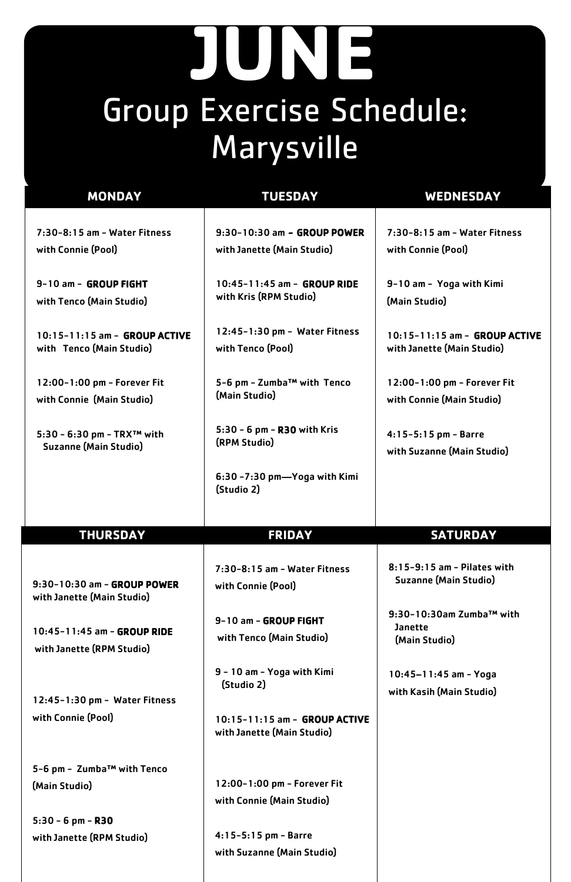# JUNE

## Group Exercise Schedule: Marysville

| MONDAY | TUESDAY | WEDNESDAY |
|---|---|---|
| 7:30-8:15 am - Water Fitness with Connie (Pool) | 9:30-10:30 am **- GROUP POWER** with Janette (Main Studio) | 7:30-8:15 am - Water Fitness with Connie (Pool) |
| 9-10 am - **GROUP FIGHT** with Tenco (Main Studio) | 10:45-11:45 am - **GROUP RIDE** with Kris (RPM Studio) | 9-10 am - Yoga with Kimi (Main Studio) |
| 10:15-11:15 am - **GROUP ACTIVE** with Tenco (Main Studio) | 12:45-1:30 pm - Water Fitness with Tenco (Pool) | 10:15-11:15 am - **GROUP ACTIVE** with Janette (Main Studio) |
| 12:00-1:00 pm - Forever Fit with Connie (Main Studio) | 5-6 pm - Zumba™ with Tenco (Main Studio) | 12:00-1:00 pm - Forever Fit with Connie (Main Studio) |
| 5:30 - 6:30 pm - TRX™ with Suzanne (Main Studio) | 5:30 - 6 pm - **R30** with Kris (RPM Studio) | 4:15-5:15 pm - Barre with Suzanne (Main Studio) |
| | 6:30 -7:30 pm—Yoga with Kimi (Studio 2) | |

| THURSDAY | FRIDAY | SATURDAY |
|---|---|---|
| 9:30-10:30 am - **GROUP POWER** with Janette (Main Studio) | 7:30-8:15 am - Water Fitness with Connie (Pool) | 8:15-9:15 am - Pilates with Suzanne (Main Studio) |
| 10:45-11:45 am - **GROUP RIDE** with Janette (RPM Studio) | 9-10 am - **GROUP FIGHT** with Tenco (Main Studio) | 9:30-10:30am Zumba™ with Janette (Main Studio) |
| 12:45-1:30 pm - Water Fitness with Connie (Pool) | 9 - 10 am - Yoga with Kimi (Studio 2) | 10:45–11:45 am - Yoga with Kasih (Main Studio) |
| 5-6 pm - Zumba™ with Tenco (Main Studio) | 10:15-11:15 am - **GROUP ACTIVE** with Janette (Main Studio) | |
| 5:30 - 6 pm - **R30** with Janette (RPM Studio) | 12:00-1:00 pm - Forever Fit with Connie (Main Studio) | |
| | 4:15-5:15 pm - Barre with Suzanne (Main Studio) | |